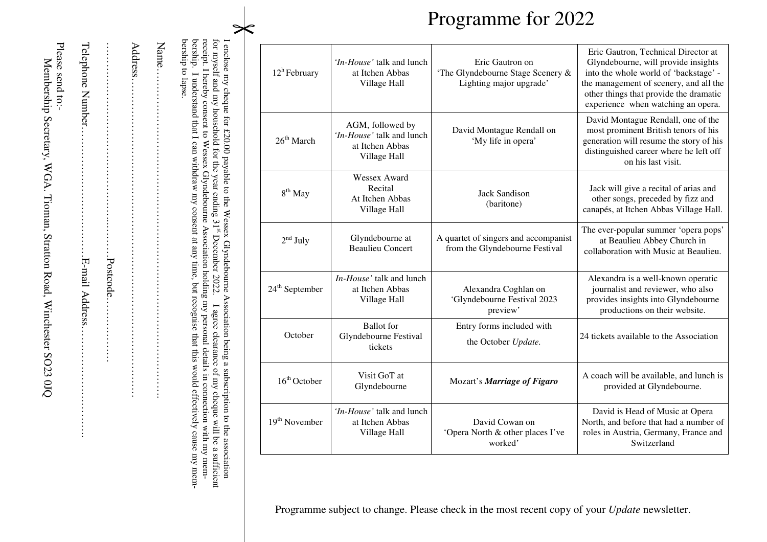# Programme for 2022

| | | | |
|---|---|---|---|
| 12[h] February | *'In-House'* talk and lunch at Itchen Abbas Village Hall | Eric Gautron on 'The Glyndebourne Stage Scenery & Lighting major upgrade' | Eric Gautron, Technical Director at Glyndebourne, will provide insights into the whole world of 'backstage' - the management of scenery, and all the other things that provide the dramatic experience when watching an opera. |
| 26[th] March | AGM, followed by *'In-House'* talk and lunch at Itchen Abbas Village Hall | David Montague Rendall on 'My life in opera' | David Montague Rendall, one of the most prominent British tenors of his generation will resume the story of his distinguished career where he left off on his last visit. |
| 8[th] May | Wessex Award Recital At Itchen Abbas Village Hall | Jack Sandison (baritone) | Jack will give a recital of arias and other songs, preceded by fizz and canapés, at Itchen Abbas Village Hall. |
| 2[nd] July | Glyndebourne at Beaulieu Concert | A quartet of singers and accompanist from the Glyndebourne Festival | The ever-popular summer 'opera pops' at Beaulieu Abbey Church in collaboration with Music at Beaulieu. |
| 24[th] September | *In-House'* talk and lunch at Itchen Abbas Village Hall | Alexandra Coghlan on 'Glyndebourne Festival 2023 preview' | Alexandra is a well-known operatic journalist and reviewer, who also provides insights into Glyndebourne productions on their website. |
| October | Ballot for Glyndebourne Festival tickets | Entry forms included with the October *Update.* | 24 tickets available to the Association |
| 16[th] October | Visit GoT at Glyndebourne | Mozart's ***Marriage of Figaro*** | A coach will be available, and lunch is provided at Glyndebourne. |
| 19[th] November | *'In-House'* talk and lunch at Itchen Abbas Village Hall | David Cowan on 'Opera North & other places I've worked' | David is Head of Music at Opera North, and before that had a number of roles in Austria, Germany, France and Switzerland |

Programme subject to change. Please check in the most recent copy of your *Update* newsletter.

---

I enclose my cheque for £20.00 payable to the Wessex Glyndebourne Association being a subscription to the association for myself and my household for the year ending 31[st] December 2022. I agree clearance of my cheque will be a sufficient receipt. I hereby consent to Wessex Glyndebourne Association holding my personal details in connection with my membership. I understand that I can withdraw my consent at any time, but recognise that this would effectively cause my membership to lapse.

Name……………………………………………………

Address…………………………………………………

……………………………………Postcode……………

Telephone Number………………………E-mail Address……………………

Please send to:-
Membership Secretary, WGA. Tioman, Stratton Road, Winchester SO23 0JQ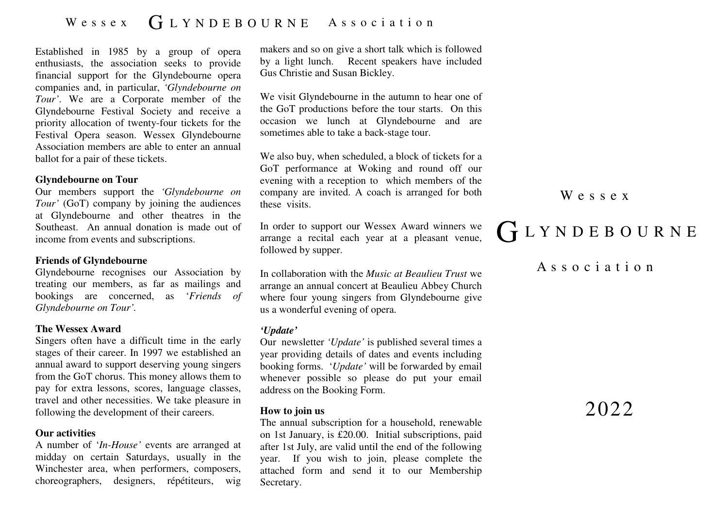# Wessex Glyndebourne Association

Established in 1985 by a group of opera enthusiasts, the association seeks to provide financial support for the Glyndebourne opera companies and, in particular, *'Glyndebourne on Tour'*. We are a Corporate member of the Glyndebourne Festival Society and receive a priority allocation of twenty-four tickets for the Festival Opera season. Wessex Glyndebourne Association members are able to enter an annual ballot for a pair of these tickets.

**Glyndebourne on Tour**

Our members support the *'Glyndebourne on Tour'* (GoT) company by joining the audiences at Glyndebourne and other theatres in the Southeast. An annual donation is made out of income from events and subscriptions.

**Friends of Glyndebourne**

Glyndebourne recognises our Association by treating our members, as far as mailings and bookings are concerned, as '*Friends of Glyndebourne on Tour'*.

**The Wessex Award**

Singers often have a difficult time in the early stages of their career. In 1997 we established an annual award to support deserving young singers from the GoT chorus. This money allows them to pay for extra lessons, scores, language classes, travel and other necessities. We take pleasure in following the development of their careers.

**Our activities**

A number of '*In-House'* events are arranged at midday on certain Saturdays, usually in the Winchester area, when performers, composers, choreographers, designers, répétiteurs, wig makers and so on give a short talk which is followed by a light lunch. Recent speakers have included Gus Christie and Susan Bickley.

We visit Glyndebourne in the autumn to hear one of the GoT productions before the tour starts. On this occasion we lunch at Glyndebourne and are sometimes able to take a back-stage tour.

We also buy, when scheduled, a block of tickets for a GoT performance at Woking and round off our evening with a reception to which members of the company are invited. A coach is arranged for both these visits.

In order to support our Wessex Award winners we arrange a recital each year at a pleasant venue, followed by supper.

In collaboration with the *Music at Beaulieu Trust* we arrange an annual concert at Beaulieu Abbey Church where four young singers from Glyndebourne give us a wonderful evening of opera.

***'Update'***

Our newsletter *'Update'* is published several times a year providing details of dates and events including booking forms. '*Update'* will be forwarded by email whenever possible so please do put your email address on the Booking Form.

**How to join us**

The annual subscription for a household, renewable on 1st January, is £20.00. Initial subscriptions, paid after 1st July, are valid until the end of the following year. If you wish to join, please complete the attached form and send it to our Membership Secretary.

Wessex

GLYNDEBOURNE

Association

2022